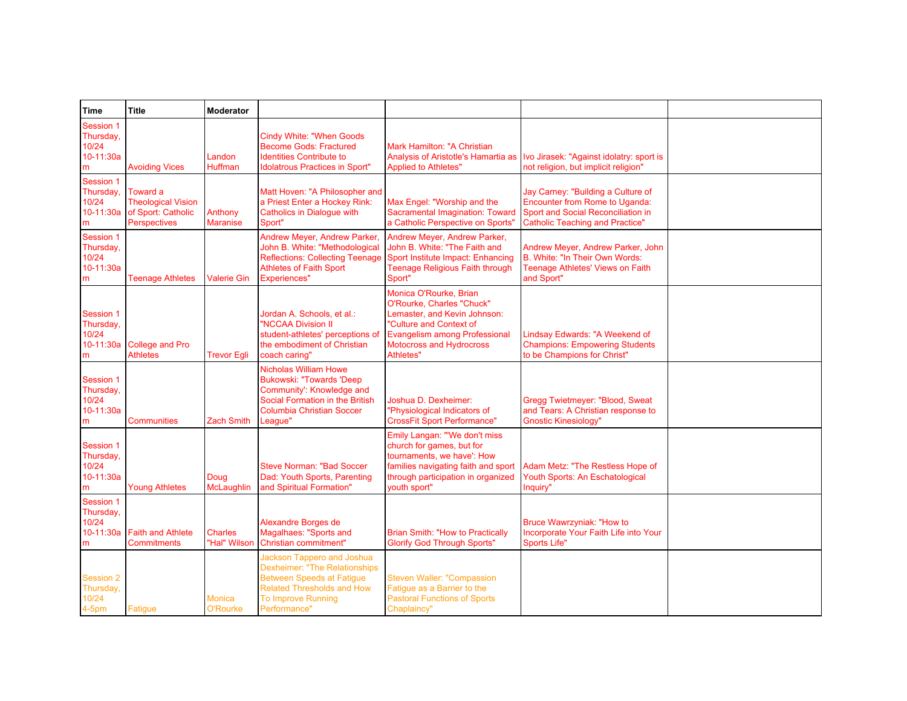| Time | Title | Moderator | | | | |
|---|---|---|---|---|---|---|
| Session 1 Thursday, 10/24 10-11:30am | Avoiding Vices | Landon Huffman | Cindy White: "When Goods Become Gods: Fractured Identities Contribute to Idolatrous Practices in Sport" | Mark Hamilton: "A Christian Analysis of Aristotle's Hamartia as Applied to Athletes" | Ivo Jirasek: "Against idolatry: sport is not religion, but implicit religion" | |
| Session 1 Thursday, 10/24 10-11:30am | Toward a Theological Vision of Sport: Catholic Perspectives | Anthony Maranise | Matt Hoven: "A Philosopher and a Priest Enter a Hockey Rink: Catholics in Dialogue with Sport" | Max Engel: "Worship and the Sacramental Imagination: Toward a Catholic Perspective on Sports" | Jay Carney: "Building a Culture of Encounter from Rome to Uganda: Sport and Social Reconciliation in Catholic Teaching and Practice" | |
| Session 1 Thursday, 10/24 10-11:30am | Teenage Athletes | Valerie Gin | Andrew Meyer, Andrew Parker, John B. White: "Methodological Reflections: Collecting Teenage Athletes of Faith Sport Experiences" | Andrew Meyer, Andrew Parker, John B. White: "The Faith and Sport Institute Impact: Enhancing Teenage Religious Faith through Sport" | Andrew Meyer, Andrew Parker, John B. White: "In Their Own Words: Teenage Athletes' Views on Faith and Sport" | |
| Session 1 Thursday, 10/24 10-11:30am | College and Pro Athletes | Trevor Egli | Jordan A. Schools, et al.: "NCCAA Division II student-athletes' perceptions of the embodiment of Christian coach caring" | Monica O'Rourke, Brian O'Rourke, Charles "Chuck" Lemaster, and Kevin Johnson: "Culture and Context of Evangelism among Professional Motocross and Hydrocross Athletes" | Lindsay Edwards: "A Weekend of Champions: Empowering Students to be Champions for Christ" | |
| Session 1 Thursday, 10/24 10-11:30am | Communities | Zach Smith | Nicholas William Howe Bukowski: "Towards 'Deep Community': Knowledge and Social Formation in the British Columbia Christian Soccer League" | Joshua D. Dexheimer: "Physiological Indicators of CrossFit Sport Performance" | Gregg Twietmeyer: "Blood, Sweat and Tears: A Christian response to Gnostic Kinesiology" | |
| Session 1 Thursday, 10/24 10-11:30am | Young Athletes | Doug McLaughlin | Steve Norman: "Bad Soccer Dad: Youth Sports, Parenting and Spiritual Formation" | Emily Langan: "'We don't miss church for games, but for tournaments, we have': How families navigating faith and sport through participation in organized youth sport" | Adam Metz: "The Restless Hope of Youth Sports: An Eschatological Inquiry" | |
| Session 1 Thursday, 10/24 10-11:30am | Faith and Athlete Commitments | Charles "Hal" Wilson | Alexandre Borges de Magalhaes: "Sports and Christian commitment" | Brian Smith: "How to Practically Glorify God Through Sports" | Bruce Wawrzyniak: "How to Incorporate Your Faith Life into Your Sports Life" | |
| Session 2 Thursday, 10/24 4-5pm | Fatigue | Monica O'Rourke | Jackson Tappero and Joshua Dexheimer: "The Relationships Between Speeds at Fatigue Related Thresholds and How To Improve Running Performance" | Steven Waller: "Compassion Fatigue as a Barrier to the Pastoral Functions of Sports Chaplaincy" | | |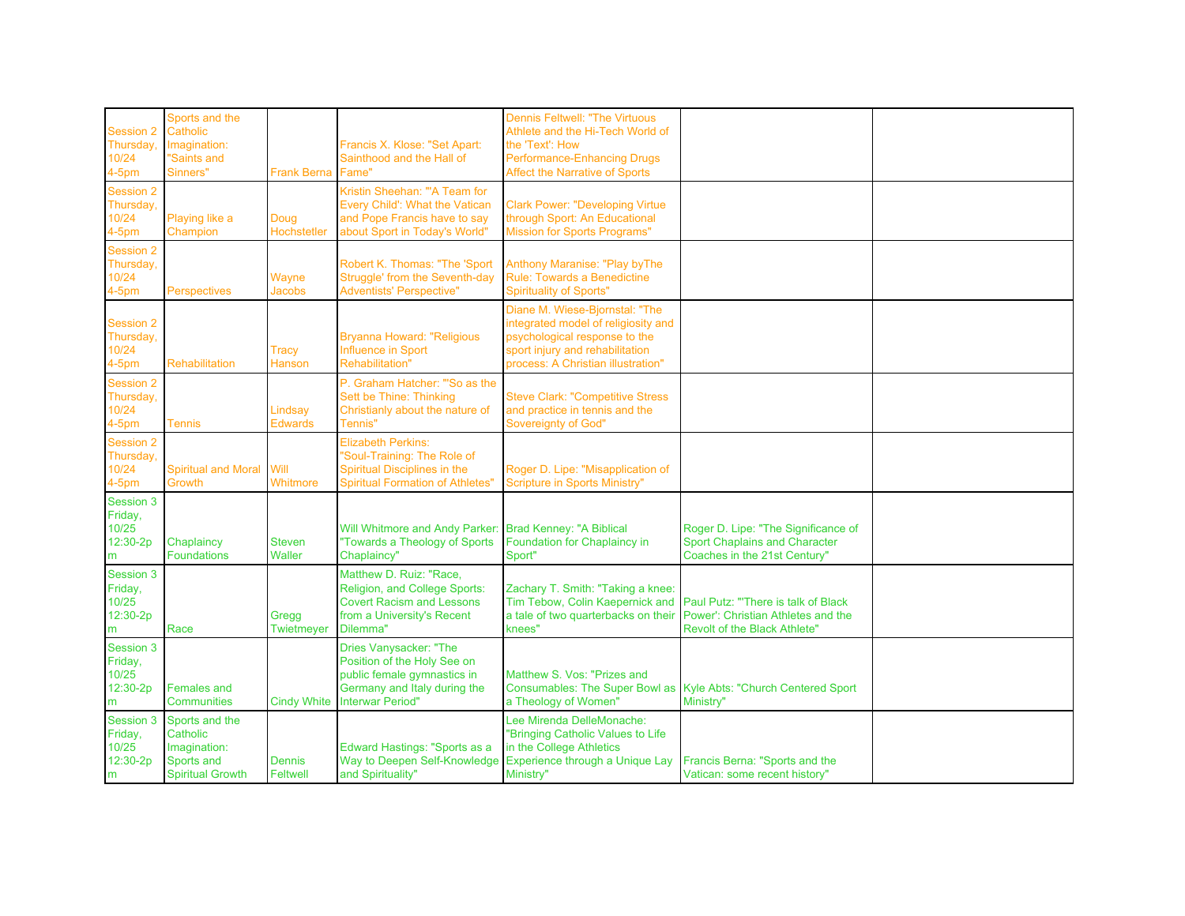| | | | | | | |
|---|---|---|---|---|---|---|
| Session 2 Thursday, 10/24 4-5pm | Sports and the Catholic Imagination: "Saints and Sinners" | Frank Berna | Francis X. Klose: "Set Apart: Sainthood and the Hall of Fame" | Dennis Feltwell: "The Virtuous Athlete and the Hi-Tech World of the 'Text': How Performance-Enhancing Drugs Affect the Narrative of Sports | | |
| Session 2 Thursday, 10/24 4-5pm | Playing like a Champion | Doug Hochstetler | Kristin Sheehan: "'A Team for Every Child': What the Vatican and Pope Francis have to say about Sport in Today's World" | Clark Power: "Developing Virtue through Sport: An Educational Mission for Sports Programs" | | |
| Session 2 Thursday, 10/24 4-5pm | Perspectives | Wayne Jacobs | Robert K. Thomas: "The 'Sport Struggle' from the Seventh-day Adventists' Perspective" | Anthony Maranise: "Play byThe Rule: Towards a Benedictine Spirituality of Sports" | | |
| Session 2 Thursday, 10/24 4-5pm | Rehabilitation | Tracy Hanson | Bryanna Howard: "Religious Influence in Sport Rehabilitation" | Diane M. Wiese-Bjornstal: "The integrated model of religiosity and psychological response to the sport injury and rehabilitation process: A Christian illustration" | | |
| Session 2 Thursday, 10/24 4-5pm | Tennis | Lindsay Edwards | P. Graham Hatcher: "'So as the Sett be Thine: Thinking Christianly about the nature of Tennis" | Steve Clark: "Competitive Stress and practice in tennis and the Sovereignty of God" | | |
| Session 2 Thursday, 10/24 4-5pm | Spiritual and Moral Growth | Will Whitmore | Elizabeth Perkins: "Soul-Training: The Role of Spiritual Disciplines in the Spiritual Formation of Athletes" | Roger D. Lipe: "Misapplication of Scripture in Sports Ministry" | | |
| Session 3 Friday, 10/25 12:30-2pm | Chaplaincy Foundations | Steven Waller | Will Whitmore and Andy Parker: "Towards a Theology of Sports Chaplaincy" | Brad Kenney: "A Biblical Foundation for Chaplaincy in Sport" | Roger D. Lipe: "The Significance of Sport Chaplains and Character Coaches in the 21st Century" | |
| Session 3 Friday, 10/25 12:30-2pm | Race | Gregg Twietmeyer | Matthew D. Ruiz: "Race, Religion, and College Sports: Covert Racism and Lessons from a University's Recent Dilemma" | Zachary T. Smith: "Taking a knee: Tim Tebow, Colin Kaepernick and a tale of two quarterbacks on their knees" | Paul Putz: "'There is talk of Black Power': Christian Athletes and the Revolt of the Black Athlete" | |
| Session 3 Friday, 10/25 12:30-2pm | Females and Communities | Cindy White | Dries Vanysacker: "The Position of the Holy See on public female gymnastics in Germany and Italy during the Interwar Period" | Matthew S. Vos: "Prizes and Consumables: The Super Bowl as a Theology of Women" | Kyle Abts: "Church Centered Sport Ministry" | |
| Session 3 Friday, 10/25 12:30-2pm | Sports and the Catholic Imagination: Sports and Spiritual Growth | Dennis Feltwell | Edward Hastings: "Sports as a Way to Deepen Self-Knowledge and Spirituality" | Lee Mirenda DelleMonache: "Bringing Catholic Values to Life in the College Athletics Experience through a Unique Lay Ministry" | Francis Berna: "Sports and the Vatican: some recent history" | |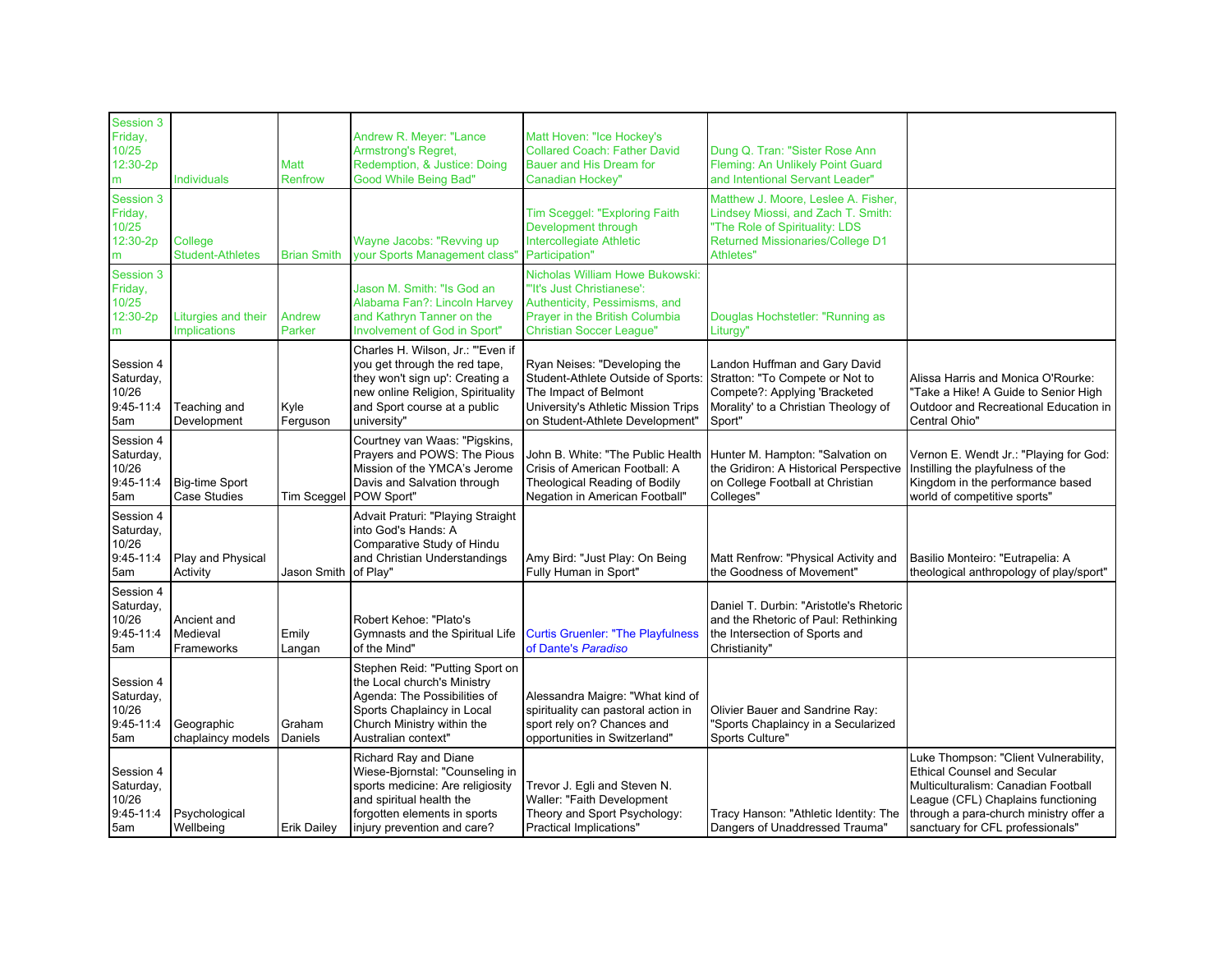| Session 3 Friday, 10/25 12:30-2pm | Individuals | Matt Renfrow | Andrew R. Meyer: "Lance Armstrong's Regret, Redemption, & Justice: Doing Good While Being Bad" | Matt Hoven: "Ice Hockey's Collared Coach: Father David Bauer and His Dream for Canadian Hockey" | Dung Q. Tran: "Sister Rose Ann Fleming: An Unlikely Point Guard and Intentional Servant Leader" | |
|---|---|---|---|---|---|---|
| Session 3 Friday, 10/25 12:30-2pm | College Student-Athletes | Brian Smith | Wayne Jacobs: "Revving up your Sports Management class" | Tim Sceggel: "Exploring Faith Development through Intercollegiate Athletic Participation" | Matthew J. Moore, Leslee A. Fisher, Lindsey Miossi, and Zach T. Smith: "The Role of Spirituality: LDS Returned Missionaries/College D1 Athletes" | |
| Session 3 Friday, 10/25 12:30-2pm | Liturgies and their Implications | Andrew Parker | Jason M. Smith: "Is God an Alabama Fan?: Lincoln Harvey and Kathryn Tanner on the Involvement of God in Sport" | Nicholas William Howe Bukowski: "'It's Just Christianese': Authenticity, Pessimisms, and Prayer in the British Columbia Christian Soccer League" | Douglas Hochstetler: "Running as Liturgy" | |
| Session 4 Saturday, 10/26 9:45-11:45am | Teaching and Development | Kyle Ferguson | Charles H. Wilson, Jr.: "'Even if you get through the red tape, they won't sign up': Creating a new online Religion, Spirituality and Sport course at a public university" | Ryan Neises: "Developing the Student-Athlete Outside of Sports: The Impact of Belmont University's Athletic Mission Trips on Student-Athlete Development" | Landon Huffman and Gary David Stratton: "To Compete or Not to Compete?: Applying 'Bracketed Morality' to a Christian Theology of Sport" | Alissa Harris and Monica O'Rourke: "Take a Hike! A Guide to Senior High Outdoor and Recreational Education in Central Ohio" |
| Session 4 Saturday, 10/26 9:45-11:45am | Big-time Sport Case Studies | Tim Sceggel | Courtney van Waas: "Pigskins, Prayers and POWS: The Pious Mission of the YMCA's Jerome Davis and Salvation through POW Sport" | John B. White: "The Public Health Crisis of American Football: A Theological Reading of Bodily Negation in American Football" | Hunter M. Hampton: "Salvation on the Gridiron: A Historical Perspective on College Football at Christian Colleges" | Vernon E. Wendt Jr.: "Playing for God: Instilling the playfulness of the Kingdom in the performance based world of competitive sports" |
| Session 4 Saturday, 10/26 9:45-11:45am | Play and Physical Activity | Jason Smith | Advait Praturi: "Playing Straight into God's Hands: A Comparative Study of Hindu and Christian Understandings of Play" | Amy Bird: "Just Play: On Being Fully Human in Sport" | Matt Renfrow: "Physical Activity and the Goodness of Movement" | Basilio Monteiro: "Eutrapelia: A theological anthropology of play/sport" |
| Session 4 Saturday, 10/26 9:45-11:45am | Ancient and Medieval Frameworks | Emily Langan | Robert Kehoe: "Plato's Gymnasts and the Spiritual Life of the Mind" | Curtis Gruenler: "The Playfulness of Dante's *Paradiso* | Daniel T. Durbin: "Aristotle's Rhetoric and the Rhetoric of Paul: Rethinking the Intersection of Sports and Christianity" | |
| Session 4 Saturday, 10/26 9:45-11:45am | Geographic chaplaincy models | Graham Daniels | Stephen Reid: "Putting Sport on the Local church's Ministry Agenda: The Possibilities of Sports Chaplaincy in Local Church Ministry within the Australian context" | Alessandra Maigre: "What kind of spirituality can pastoral action in sport rely on? Chances and opportunities in Switzerland" | Olivier Bauer and Sandrine Ray: "Sports Chaplaincy in a Secularized Sports Culture" | |
| Session 4 Saturday, 10/26 9:45-11:45am | Psychological Wellbeing | Erik Dailey | Richard Ray and Diane Wiese-Bjornstal: "Counseling in sports medicine: Are religiosity and spiritual health the forgotten elements in sports injury prevention and care? | Trevor J. Egli and Steven N. Waller: "Faith Development Theory and Sport Psychology: Practical Implications" | Tracy Hanson: "Athletic Identity: The Dangers of Unaddressed Trauma" | Luke Thompson: "Client Vulnerability, Ethical Counsel and Secular Multiculturalism: Canadian Football League (CFL) Chaplains functioning through a para-church ministry offer a sanctuary for CFL professionals" |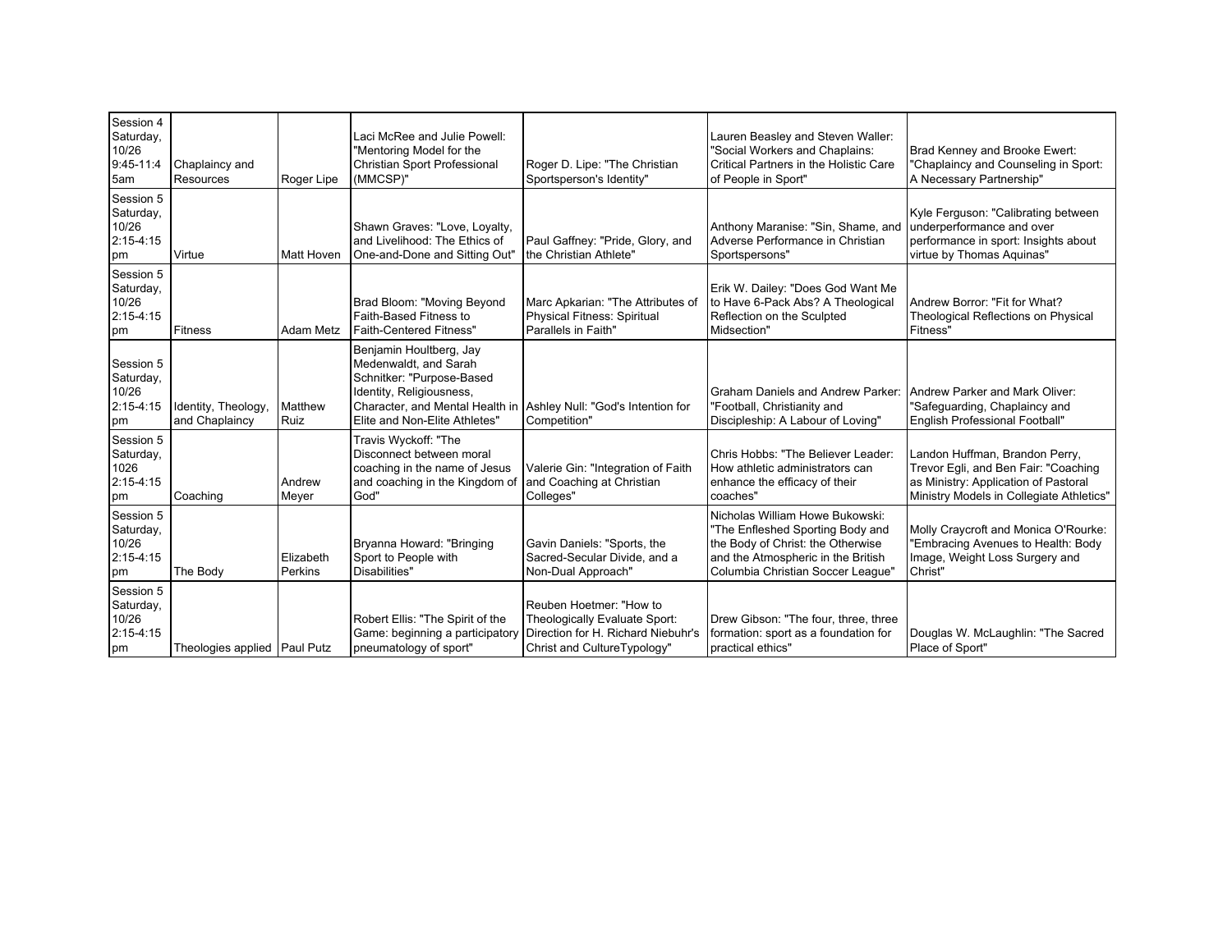| | | | | | | |
|---|---|---|---|---|---|---|
| Session 4 Saturday, 10/26 9:45-11:45am | Chaplaincy and Resources | Roger Lipe | Laci McRee and Julie Powell: "Mentoring Model for the Christian Sport Professional (MMCSP)" | Roger D. Lipe: "The Christian Sportsperson's Identity" | Lauren Beasley and Steven Waller: "Social Workers and Chaplains: Critical Partners in the Holistic Care of People in Sport" | Brad Kenney and Brooke Ewert: "Chaplaincy and Counseling in Sport: A Necessary Partnership" |
| Session 5 Saturday, 10/26 2:15-4:15 pm | Virtue | Matt Hoven | Shawn Graves: "Love, Loyalty, and Livelihood: The Ethics of One-and-Done and Sitting Out" | Paul Gaffney: "Pride, Glory, and the Christian Athlete" | Anthony Maranise: "Sin, Shame, and Adverse Performance in Christian Sportspersons" | Kyle Ferguson: "Calibrating between underperformance and over performance in sport: Insights about virtue by Thomas Aquinas" |
| Session 5 Saturday, 10/26 2:15-4:15 pm | Fitness | Adam Metz | Brad Bloom: "Moving Beyond Faith-Based Fitness to Faith-Centered Fitness" | Marc Apkarian: "The Attributes of Physical Fitness: Spiritual Parallels in Faith" | Erik W. Dailey: "Does God Want Me to Have 6-Pack Abs? A Theological Reflection on the Sculpted Midsection" | Andrew Borror: "Fit for What? Theological Reflections on Physical Fitness" |
| Session 5 Saturday, 10/26 2:15-4:15 pm | Identity, Theology, and Chaplaincy | Matthew Ruiz | Benjamin Houltberg, Jay Medenwaldt, and Sarah Schnitker: "Purpose-Based Identity, Religiousness, Character, and Mental Health in Elite and Non-Elite Athletes" | Ashley Null: "God's Intention for Competition" | Graham Daniels and Andrew Parker: "Football, Christianity and Discipleship: A Labour of Loving" | Andrew Parker and Mark Oliver: "Safeguarding, Chaplaincy and English Professional Football" |
| Session 5 Saturday, 1026 2:15-4:15 pm | Coaching | Andrew Meyer | Travis Wyckoff: "The Disconnect between moral coaching in the name of Jesus and coaching in the Kingdom of God" | Valerie Gin: "Integration of Faith and Coaching at Christian Colleges" | Chris Hobbs: "The Believer Leader: How athletic administrators can enhance the efficacy of their coaches" | Landon Huffman, Brandon Perry, Trevor Egli, and Ben Fair: "Coaching as Ministry: Application of Pastoral Ministry Models in Collegiate Athletics" |
| Session 5 Saturday, 10/26 2:15-4:15 pm | The Body | Elizabeth Perkins | Bryanna Howard: "Bringing Sport to People with Disabilities" | Gavin Daniels: "Sports, the Sacred-Secular Divide, and a Non-Dual Approach" | Nicholas William Howe Bukowski: "The Enfleshed Sporting Body and the Body of Christ: the Otherwise and the Atmospheric in the British Columbia Christian Soccer League" | Molly Craycroft and Monica O'Rourke: "Embracing Avenues to Health: Body Image, Weight Loss Surgery and Christ" |
| Session 5 Saturday, 10/26 2:15-4:15 pm | Theologies applied | Paul Putz | Robert Ellis: "The Spirit of the Game: beginning a participatory pneumatology of sport" | Reuben Hoetmer: "How to Theologically Evaluate Sport: Direction for H. Richard Niebuhr's Christ and CultureTypology" | Drew Gibson: "The four, three, three formation: sport as a foundation for practical ethics" | Douglas W. McLaughlin: "The Sacred Place of Sport" |